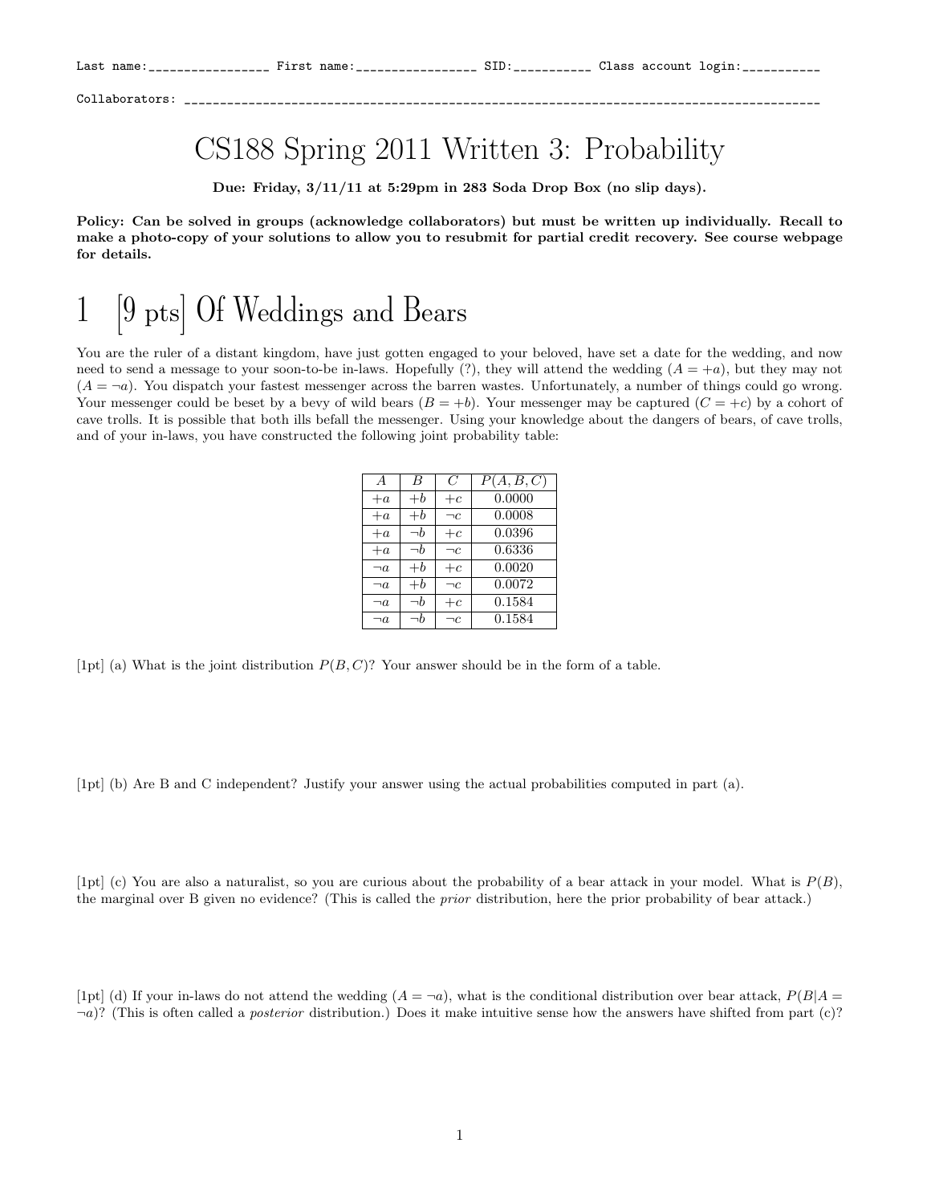Last name:________________ First name:________________ SID:__________ Class account login:__________

Collaborators: ______________________________________________________________________________________

# CS188 Spring 2011 Written 3: Probability

**Due: Friday, 3/11/11 at 5:29pm in 283 Soda Drop Box (no slip days).**

**Policy: Can be solved in groups (acknowledge collaborators) but must be written up individually. Recall to make a photo-copy of your solutions to allow you to resubmit for partial credit recovery. See course webpage for details.**

# 1 [9 pts] Of Weddings and Bears

You are the ruler of a distant kingdom, have just gotten engaged to your beloved, have set a date for the wedding, and now need to send a message to your soon-to-be in-laws. Hopefully (?), they will attend the wedding ($A = +a$), but they may not ($A = \neg a$). You dispatch your fastest messenger across the barren wastes. Unfortunately, a number of things could go wrong. Your messenger could be beset by a bevy of wild bears ($B = +b$). Your messenger may be captured ($C = +c$) by a cohort of cave trolls. It is possible that both ills befall the messenger. Using your knowledge about the dangers of bears, of cave trolls, and of your in-laws, you have constructed the following joint probability table:

| $A$ | $B$ | $C$ | $P(A, B, C)$ |
|---|---|---|---|
| $+a$ | $+b$ | $+c$ | 0.0000 |
| $+a$ | $+b$ | $\neg c$ | 0.0008 |
| $+a$ | $\neg b$ | $+c$ | 0.0396 |
| $+a$ | $\neg b$ | $\neg c$ | 0.6336 |
| $\neg a$ | $+b$ | $+c$ | 0.0020 |
| $\neg a$ | $+b$ | $\neg c$ | 0.0072 |
| $\neg a$ | $\neg b$ | $+c$ | 0.1584 |
| $\neg a$ | $\neg b$ | $\neg c$ | 0.1584 |

[1pt] (a) What is the joint distribution $P(B, C)$? Your answer should be in the form of a table.

[1pt] (b) Are B and C independent? Justify your answer using the actual probabilities computed in part (a).

[1pt] (c) You are also a naturalist, so you are curious about the probability of a bear attack in your model. What is $P(B)$, the marginal over B given no evidence? (This is called the *prior* distribution, here the prior probability of bear attack.)

[1pt] (d) If your in-laws do not attend the wedding ($A = \neg a$), what is the conditional distribution over bear attack, $P(B|A = \neg a)$? (This is often called a *posterior* distribution.) Does it make intuitive sense how the answers have shifted from part (c)?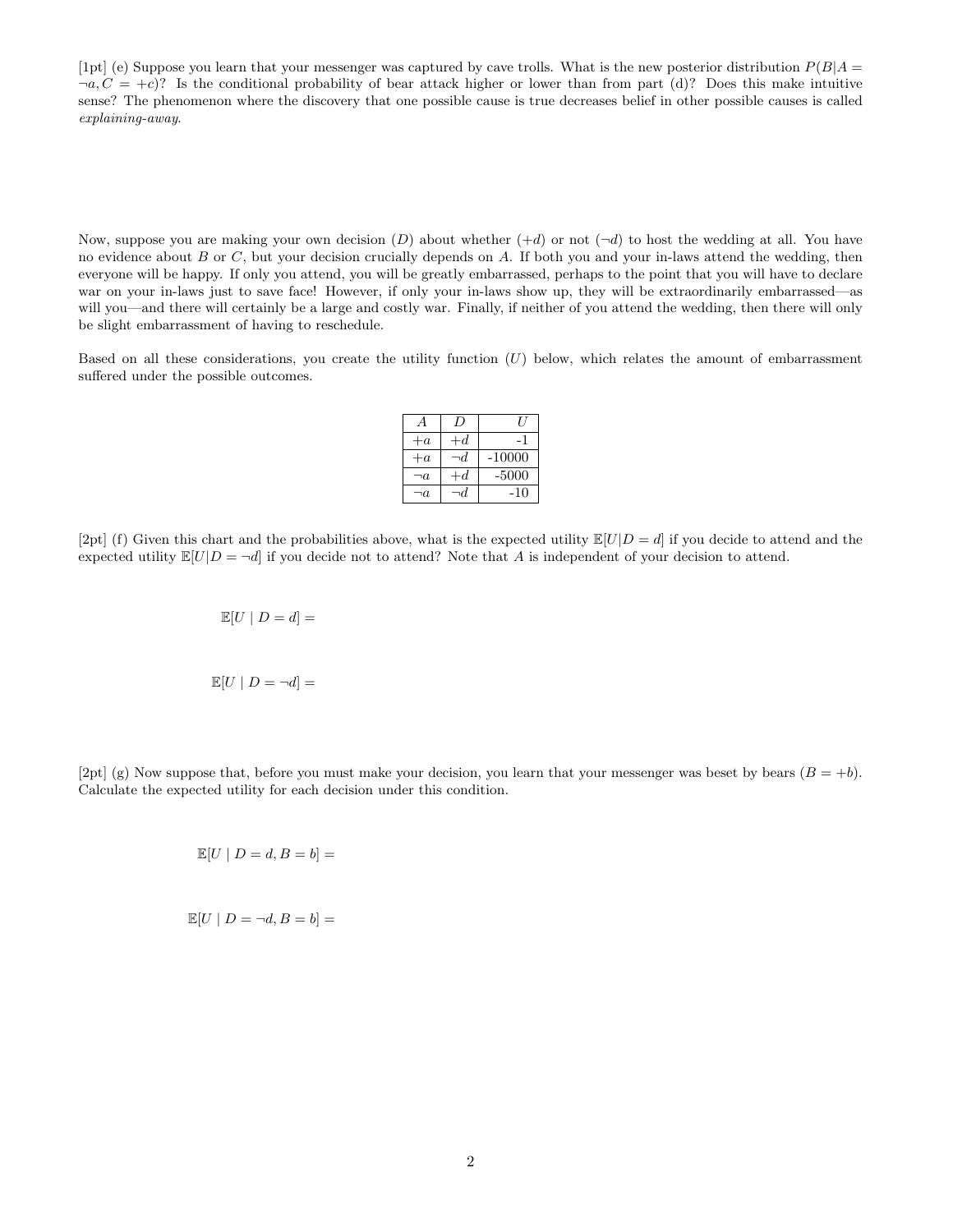[1pt] (e) Suppose you learn that your messenger was captured by cave trolls. What is the new posterior distribution $P(B|A = \neg a, C = +c)$? Is the conditional probability of bear attack higher or lower than from part (d)? Does this make intuitive sense? The phenomenon where the discovery that one possible cause is true decreases belief in other possible causes is called *explaining-away*.

Now, suppose you are making your own decision ($D$) about whether ($+d$) or not ($\neg d$) to host the wedding at all. You have no evidence about $B$ or $C$, but your decision crucially depends on $A$. If both you and your in-laws attend the wedding, then everyone will be happy. If only you attend, you will be greatly embarrassed, perhaps to the point that you will have to declare war on your in-laws just to save face! However, if only your in-laws show up, they will be extraordinarily embarrassed—as will you—and there will certainly be a large and costly war. Finally, if neither of you attend the wedding, then there will only be slight embarrassment of having to reschedule.

Based on all these considerations, you create the utility function ($U$) below, which relates the amount of embarrassment suffered under the possible outcomes.

| $A$ | $D$ | $U$ |
|---|---|---|
| $+a$ | $+d$ | -1 |
| $+a$ | $\neg d$ | -10000 |
| $\neg a$ | $+d$ | -5000 |
| $\neg a$ | $\neg d$ | -10 |

[2pt] (f) Given this chart and the probabilities above, what is the expected utility $\mathbb{E}[U|D = d]$ if you decide to attend and the expected utility $\mathbb{E}[U|D = \neg d]$ if you decide not to attend? Note that $A$ is independent of your decision to attend.

$\mathbb{E}[U \mid D = d] =$

$\mathbb{E}[U \mid D = \neg d] =$

[2pt] (g) Now suppose that, before you must make your decision, you learn that your messenger was beset by bears ($B = +b$). Calculate the expected utility for each decision under this condition.

$\mathbb{E}[U \mid D = d, B = b] =$

$\mathbb{E}[U \mid D = \neg d, B = b] =$